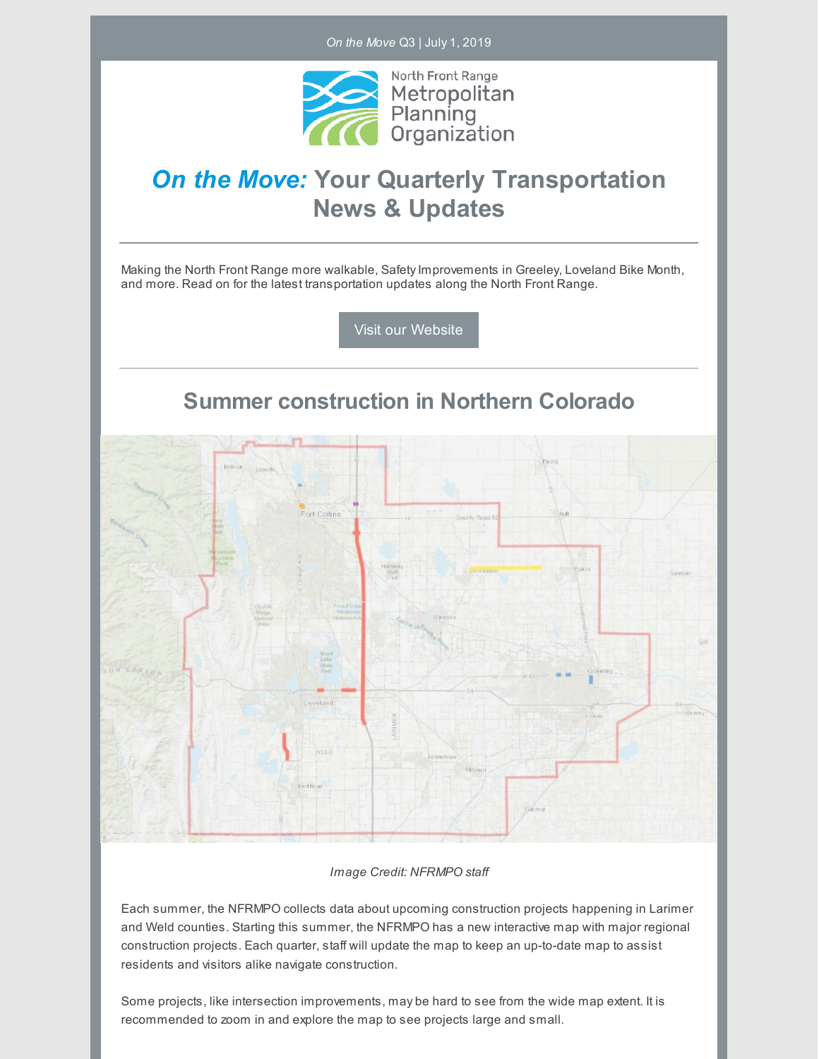*On the Move* Q3 | July 1, 2019

North Front Range Metropolitan Planning Organization

# *On the Move:* Your Quarterly Transportation News & Updates

Making the North Front Range more walkable, Safety Improvements in Greeley, Loveland Bike Month, and more. Read on for the latest transportation updates along the North Front Range.

Visit our Website

## Summer construction in Northern Colorado

*Image Credit: NFRMPO staff*

Each summer, the NFRMPO collects data about upcoming construction projects happening in Larimer and Weld counties. Starting this summer, the NFRMPO has a new interactive map with major regional construction projects. Each quarter, staff will update the map to keep an up-to-date map to assist residents and visitors alike navigate construction.

Some projects, like intersection improvements, may be hard to see from the wide map extent. It is recommended to zoom in and explore the map to see projects large and small.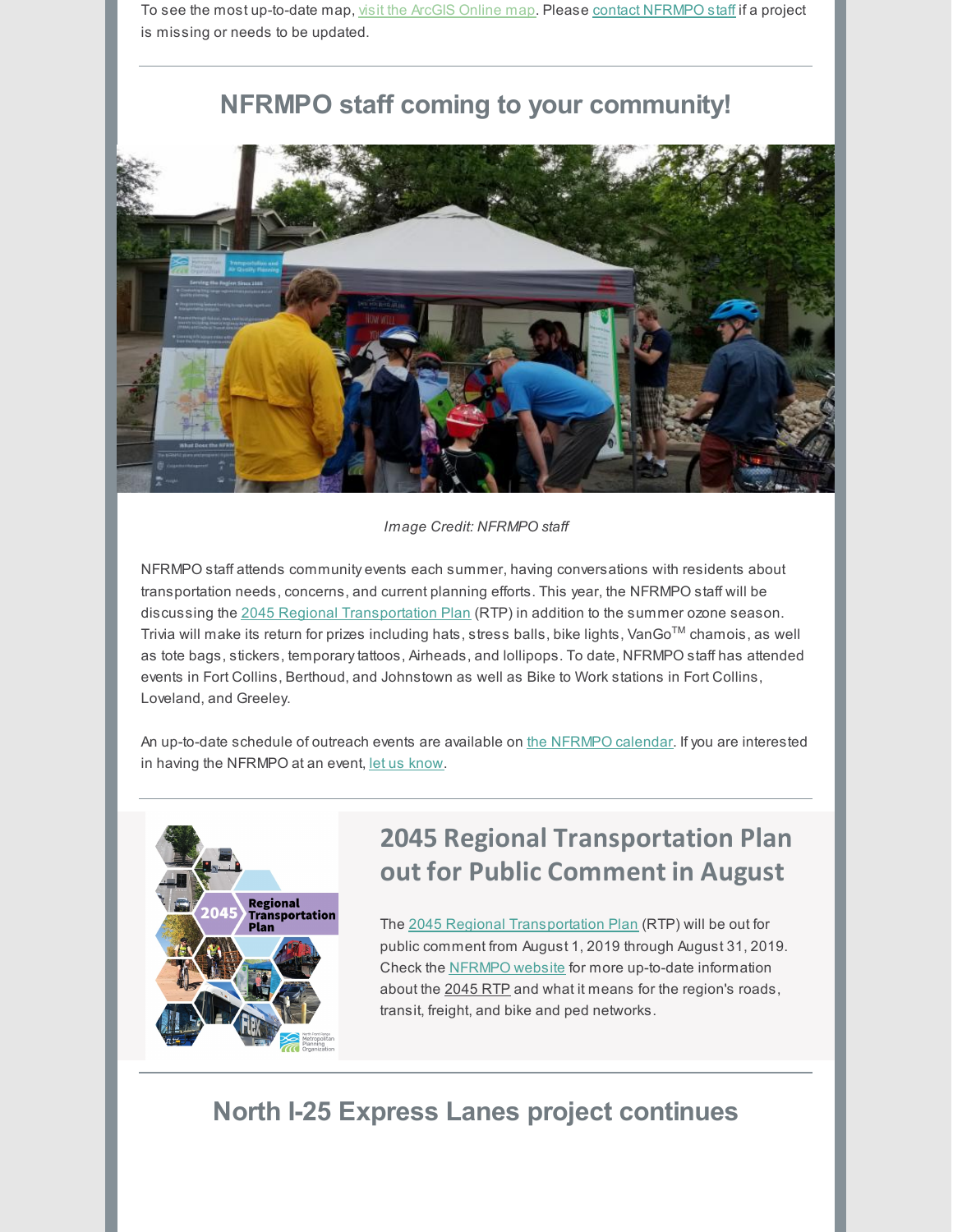To see the most up-to-date map, visit the ArcGIS Online map. Please contact NFRMPO staff if a project is missing or needs to be updated.

---

## NFRMPO staff coming to your community!

*Image Credit: NFRMPO staff*

NFRMPO staff attends community events each summer, having conversations with residents about transportation needs, concerns, and current planning efforts. This year, the NFRMPO staff will be discussing the 2045 Regional Transportation Plan (RTP) in addition to the summer ozone season. Trivia will make its return for prizes including hats, stress balls, bike lights, VanGo™ chamois, as well as tote bags, stickers, temporary tattoos, Airheads, and lollipops. To date, NFRMPO staff has attended events in Fort Collins, Berthoud, and Johnstown as well as Bike to Work stations in Fort Collins, Loveland, and Greeley.

An up-to-date schedule of outreach events are available on the NFRMPO calendar. If you are interested in having the NFRMPO at an event, let us know.

---

## 2045 Regional Transportation Plan out for Public Comment in August

The 2045 Regional Transportation Plan (RTP) will be out for public comment from August 1, 2019 through August 31, 2019. Check the NFRMPO website for more up-to-date information about the 2045 RTP and what it means for the region's roads, transit, freight, and bike and ped networks.

---

## North I-25 Express Lanes project continues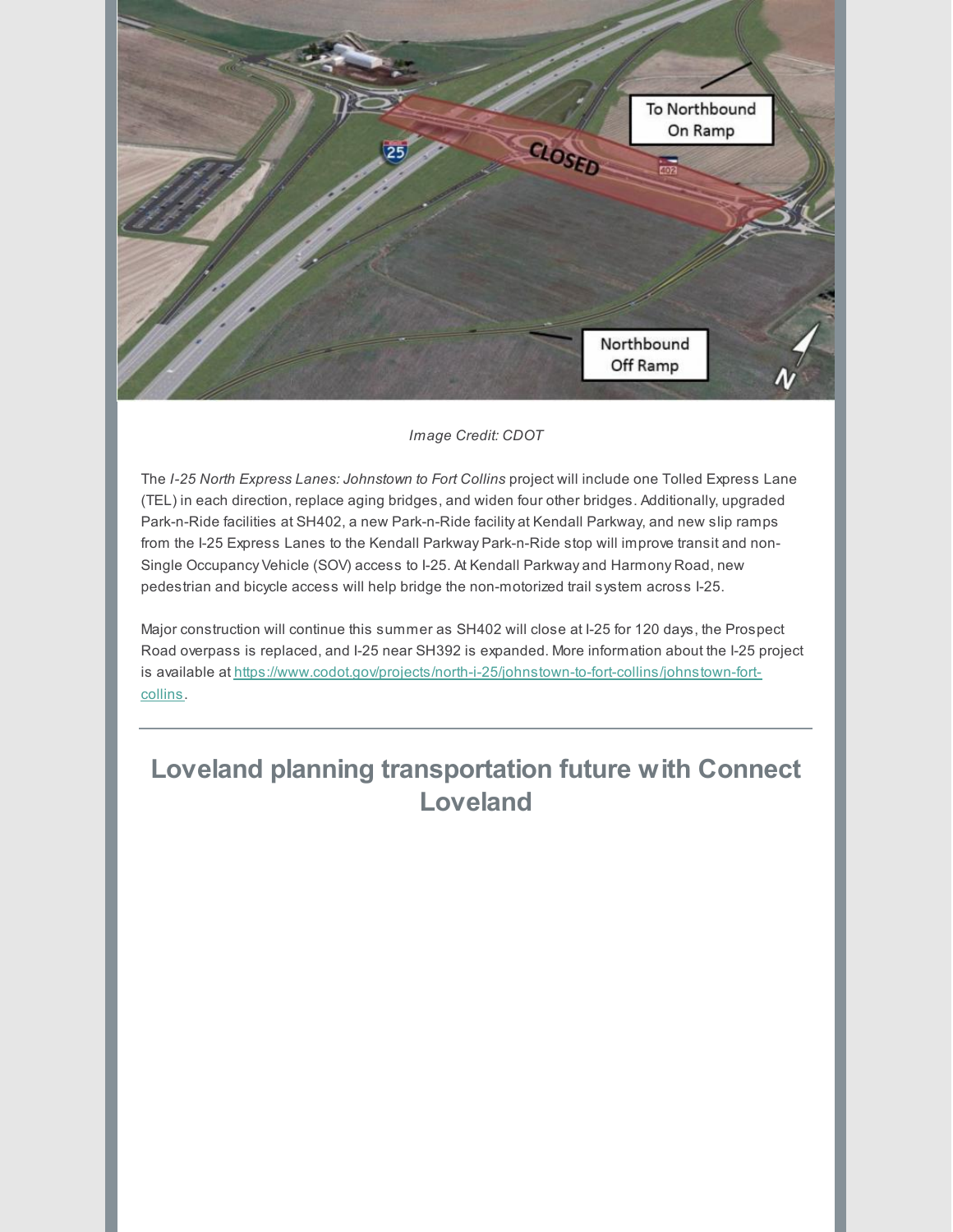*Image Credit: CDOT*

The *I-25 North Express Lanes: Johnstown to Fort Collins* project will include one Tolled Express Lane (TEL) in each direction, replace aging bridges, and widen four other bridges. Additionally, upgraded Park-n-Ride facilities at SH402, a new Park-n-Ride facility at Kendall Parkway, and new slip ramps from the I-25 Express Lanes to the Kendall Parkway Park-n-Ride stop will improve transit and non-Single Occupancy Vehicle (SOV) access to I-25. At Kendall Parkway and Harmony Road, new pedestrian and bicycle access will help bridge the non-motorized trail system across I-25.

Major construction will continue this summer as SH402 will close at I-25 for 120 days, the Prospect Road overpass is replaced, and I-25 near SH392 is expanded. More information about the I-25 project is available at [https://www.codot.gov/projects/north-i-25/johnstown-to-fort-collins/johnstown-fort-collins](https://www.codot.gov/projects/north-i-25/johnstown-to-fort-collins/johnstown-fort-collins).

---

## Loveland planning transportation future with Connect Loveland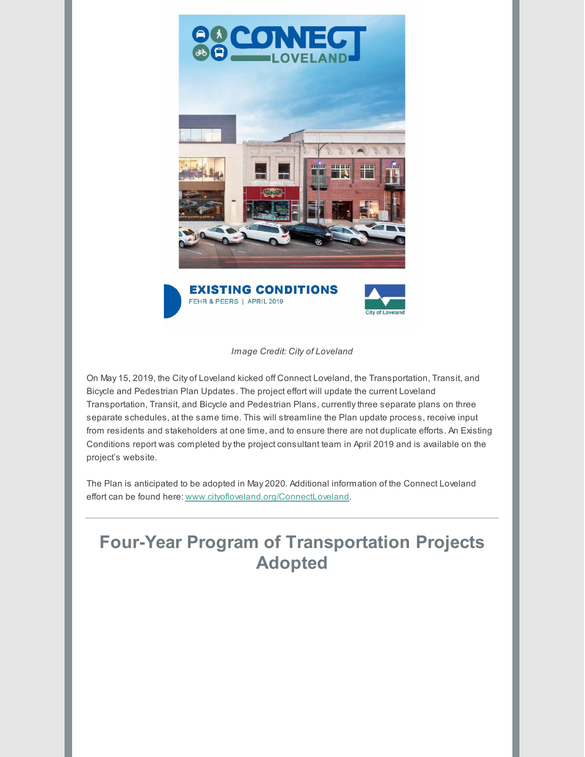*Image Credit: City of Loveland*

On May 15, 2019, the City of Loveland kicked off Connect Loveland, the Transportation, Transit, and Bicycle and Pedestrian Plan Updates. The project effort will update the current Loveland Transportation, Transit, and Bicycle and Pedestrian Plans, currently three separate plans on three separate schedules, at the same time. This will streamline the Plan update process, receive input from residents and stakeholders at one time, and to ensure there are not duplicate efforts. An Existing Conditions report was completed by the project consultant team in April 2019 and is available on the project's website.

The Plan is anticipated to be adopted in May 2020. Additional information of the Connect Loveland effort can be found here: www.cityofloveland.org/ConnectLoveland.

---

## Four-Year Program of Transportation Projects Adopted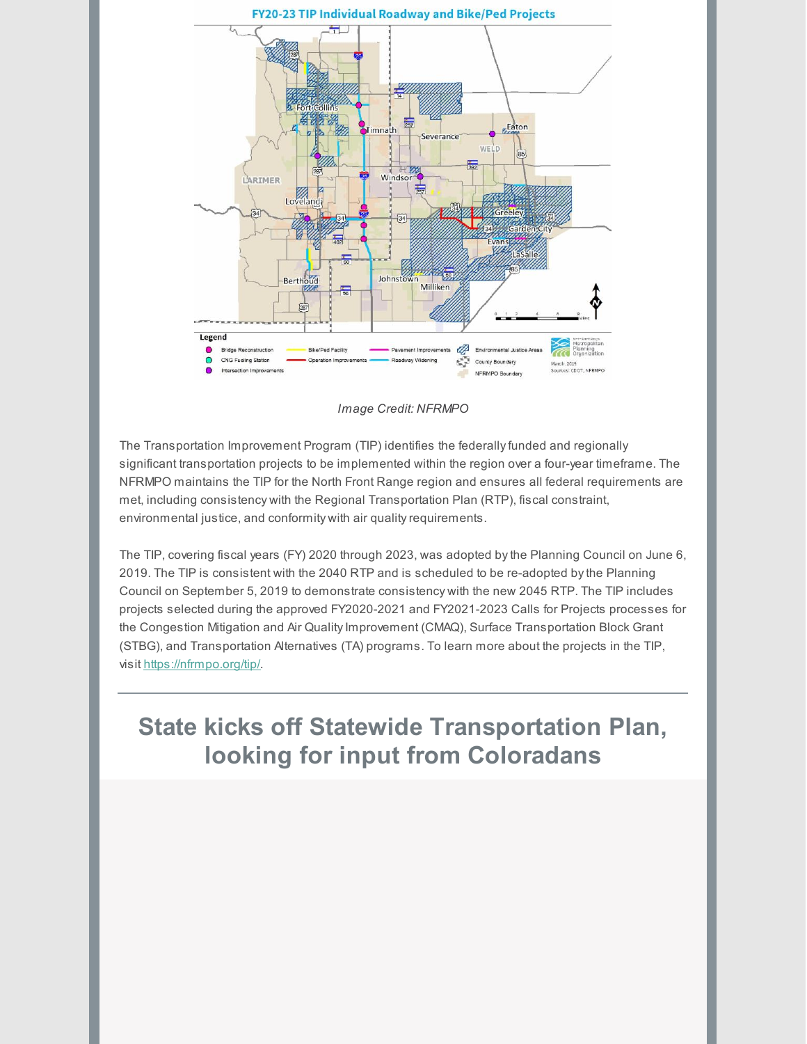Image Credit: NFRMPO

The Transportation Improvement Program (TIP) identifies the federally funded and regionally significant transportation projects to be implemented within the region over a four-year timeframe. The NFRMPO maintains the TIP for the North Front Range region and ensures all federal requirements are met, including consistency with the Regional Transportation Plan (RTP), fiscal constraint, environmental justice, and conformity with air quality requirements.

The TIP, covering fiscal years (FY) 2020 through 2023, was adopted by the Planning Council on June 6, 2019. The TIP is consistent with the 2040 RTP and is scheduled to be re-adopted by the Planning Council on September 5, 2019 to demonstrate consistency with the new 2045 RTP. The TIP includes projects selected during the approved FY2020-2021 and FY2021-2023 Calls for Projects processes for the Congestion Mitigation and Air Quality Improvement (CMAQ), Surface Transportation Block Grant (STBG), and Transportation Alternatives (TA) programs. To learn more about the projects in the TIP, visit https://nfrmpo.org/tip/.

## State kicks off Statewide Transportation Plan, looking for input from Coloradans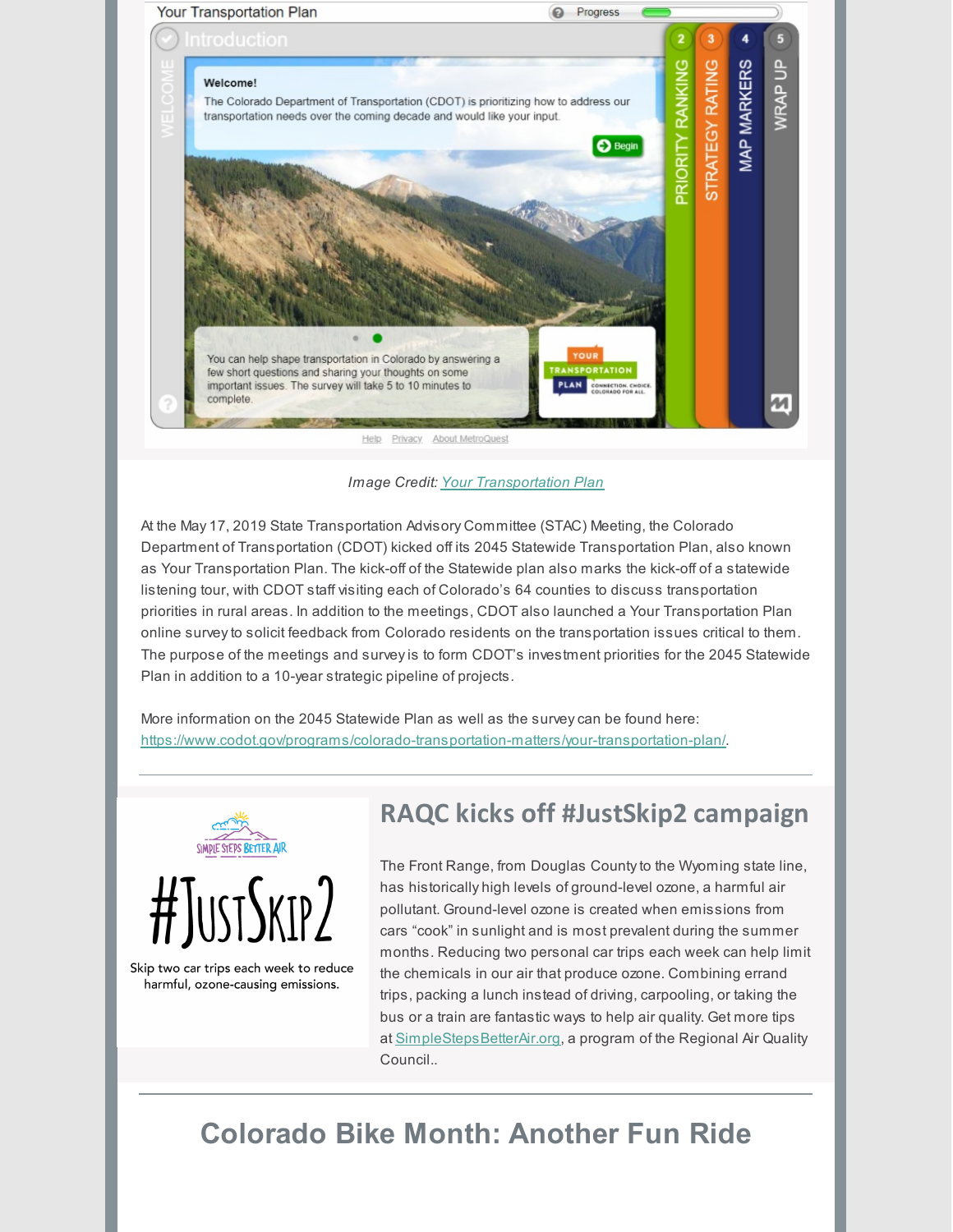*Image Credit: Your Transportation Plan*

At the May 17, 2019 State Transportation Advisory Committee (STAC) Meeting, the Colorado Department of Transportation (CDOT) kicked off its 2045 Statewide Transportation Plan, also known as Your Transportation Plan. The kick-off of the Statewide plan also marks the kick-off of a statewide listening tour, with CDOT staff visiting each of Colorado's 64 counties to discuss transportation priorities in rural areas. In addition to the meetings, CDOT also launched a Your Transportation Plan online survey to solicit feedback from Colorado residents on the transportation issues critical to them. The purpose of the meetings and survey is to form CDOT's investment priorities for the 2045 Statewide Plan in addition to a 10-year strategic pipeline of projects.

More information on the 2045 Statewide Plan as well as the survey can be found here: https://www.codot.gov/programs/colorado-transportation-matters/your-transportation-plan/.

---

## RAQC kicks off #JustSkip2 campaign

Skip two car trips each week to reduce harmful, ozone-causing emissions.

The Front Range, from Douglas County to the Wyoming state line, has historically high levels of ground-level ozone, a harmful air pollutant. Ground-level ozone is created when emissions from cars "cook" in sunlight and is most prevalent during the summer months. Reducing two personal car trips each week can help limit the chemicals in our air that produce ozone. Combining errand trips, packing a lunch instead of driving, carpooling, or taking the bus or a train are fantastic ways to help air quality. Get more tips at SimpleStepsBetterAir.org, a program of the Regional Air Quality Council..

---

## Colorado Bike Month: Another Fun Ride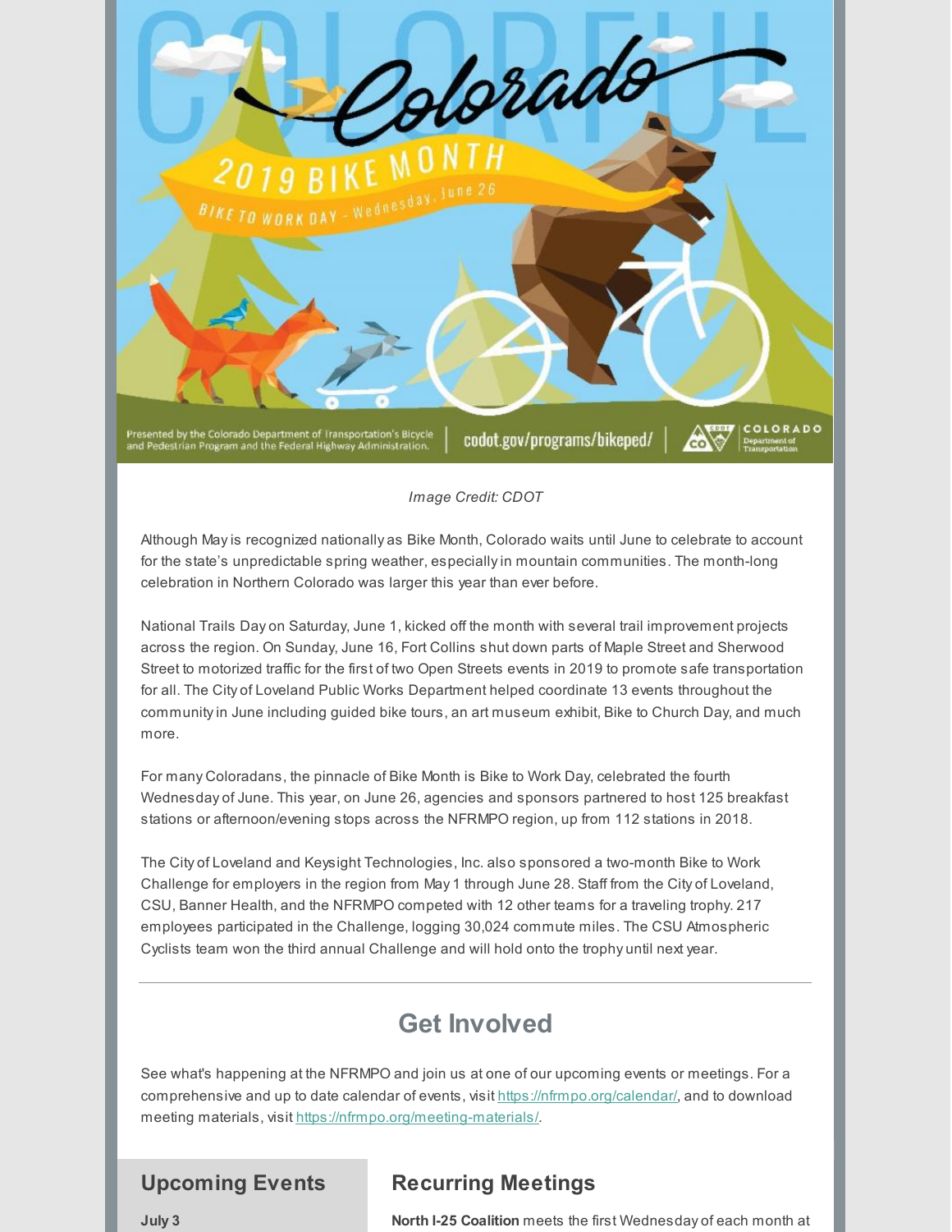*Image Credit: CDOT*

Although May is recognized nationally as Bike Month, Colorado waits until June to celebrate to account for the state's unpredictable spring weather, especially in mountain communities. The month-long celebration in Northern Colorado was larger this year than ever before.

National Trails Day on Saturday, June 1, kicked off the month with several trail improvement projects across the region. On Sunday, June 16, Fort Collins shut down parts of Maple Street and Sherwood Street to motorized traffic for the first of two Open Streets events in 2019 to promote safe transportation for all. The City of Loveland Public Works Department helped coordinate 13 events throughout the community in June including guided bike tours, an art museum exhibit, Bike to Church Day, and much more.

For many Coloradans, the pinnacle of Bike Month is Bike to Work Day, celebrated the fourth Wednesday of June. This year, on June 26, agencies and sponsors partnered to host 125 breakfast stations or afternoon/evening stops across the NFRMPO region, up from 112 stations in 2018.

The City of Loveland and Keysight Technologies, Inc. also sponsored a two-month Bike to Work Challenge for employers in the region from May 1 through June 28. Staff from the City of Loveland, CSU, Banner Health, and the NFRMPO competed with 12 other teams for a traveling trophy. 217 employees participated in the Challenge, logging 30,024 commute miles. The CSU Atmospheric Cyclists team won the third annual Challenge and will hold onto the trophy until next year.

---

## Get Involved

See what's happening at the NFRMPO and join us at one of our upcoming events or meetings. For a comprehensive and up to date calendar of events, visit https://nfrmpo.org/calendar/, and to download meeting materials, visit https://nfrmpo.org/meeting-materials/.

### Upcoming Events

**July 3**

### Recurring Meetings

**North I-25 Coalition** meets the first Wednesday of each month at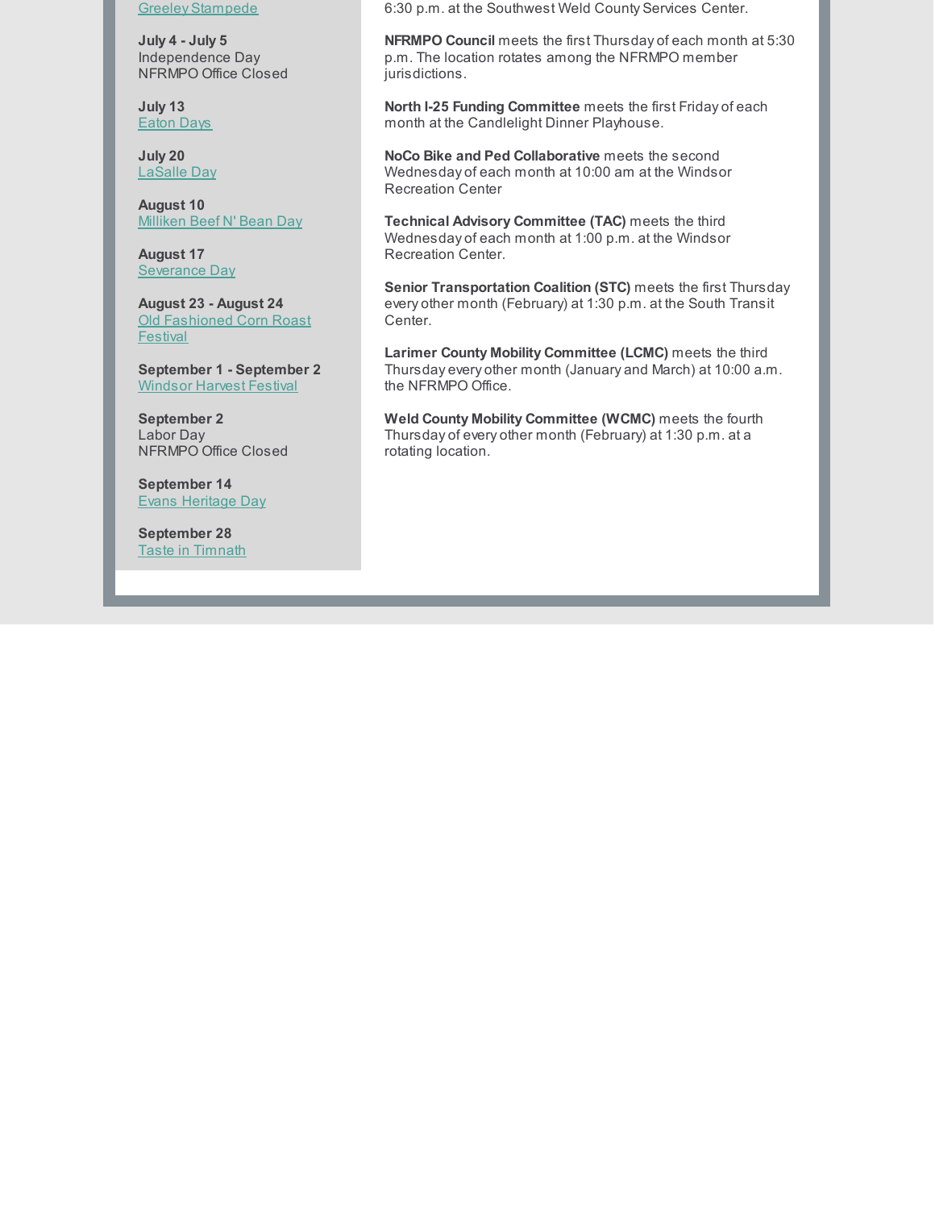[Greeley Stampede]

**July 4 - July 5**
Independence Day
NFRMPO Office Closed

**July 13**
[Eaton Days]

**July 20**
[LaSalle Day]

**August 10**
[Milliken Beef N' Bean Day]

**August 17**
[Severance Day]

**August 23 - August 24**
[Old Fashioned Corn Roast Festival]

**September 1 - September 2**
[Windsor Harvest Festival]

**September 2**
Labor Day
NFRMPO Office Closed

**September 14**
[Evans Heritage Day]

**September 28**
[Taste in Timnath]

6:30 p.m. at the Southwest Weld County Services Center.

**NFRMPO Council** meets the first Thursday of each month at 5:30 p.m. The location rotates among the NFRMPO member jurisdictions.

**North I-25 Funding Committee** meets the first Friday of each month at the Candlelight Dinner Playhouse.

**NoCo Bike and Ped Collaborative** meets the second Wednesday of each month at 10:00 am at the Windsor Recreation Center

**Technical Advisory Committee (TAC)** meets the third Wednesday of each month at 1:00 p.m. at the Windsor Recreation Center.

**Senior Transportation Coalition (STC)** meets the first Thursday every other month (February) at 1:30 p.m. at the South Transit Center.

**Larimer County Mobility Committee (LCMC)** meets the third Thursday every other month (January and March) at 10:00 a.m. the NFRMPO Office.

**Weld County Mobility Committee (WCMC)** meets the fourth Thursday of every other month (February) at 1:30 p.m. at a rotating location.